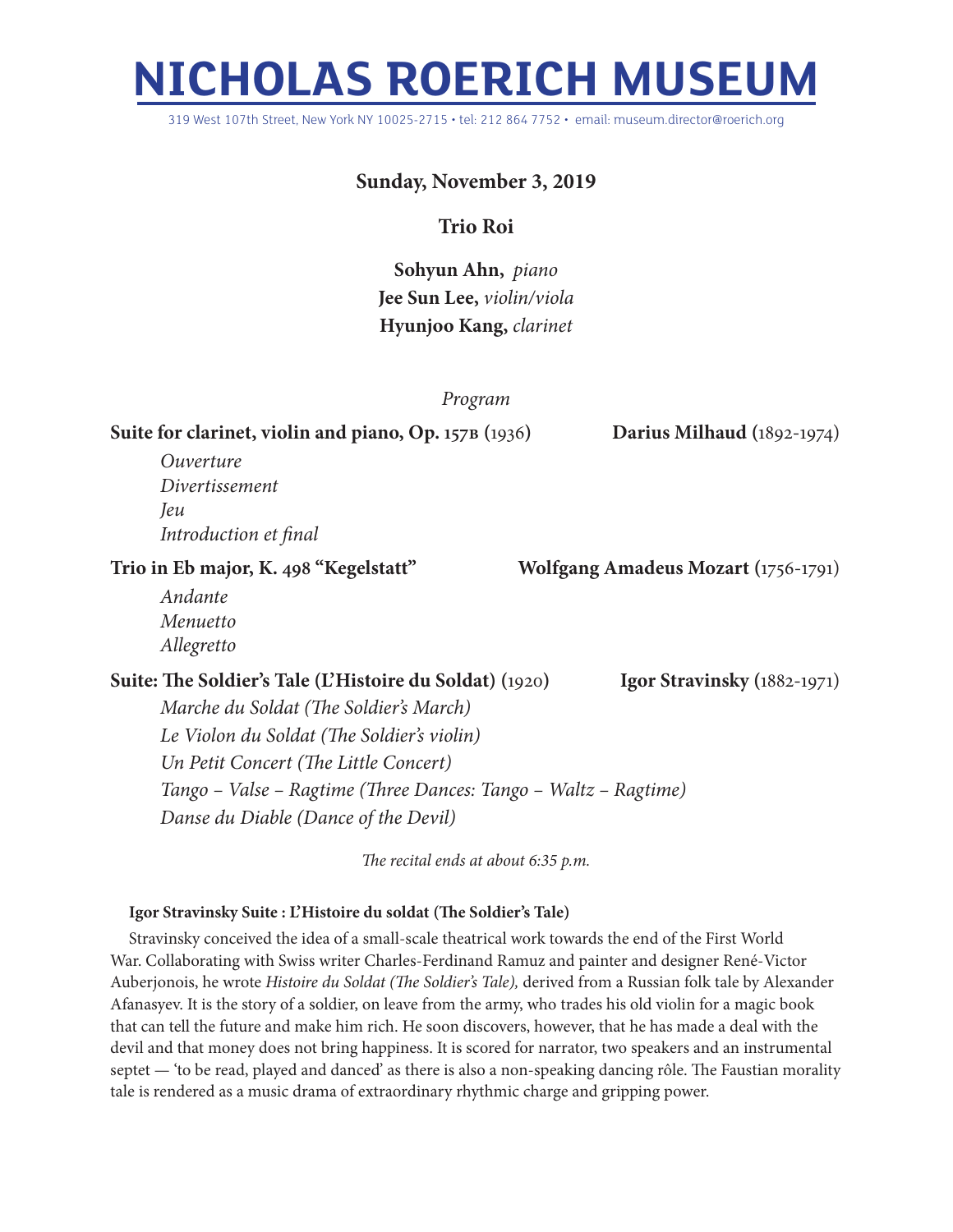# NICHOLAS ROERICH MUSEUM

319 West 107th Street, New York NY 10025-2715 • tel: 212 864 7752 • email: museum.director@roerich.org

**Sunday, November 3, 2019**

**Trio Roi**

**Sohyun Ahn,** *piano*
**Jee Sun Lee,** *violin/viola*
**Hyunjoo Kang,** *clarinet*

*Program*

**Suite for clarinet, violin and piano, Op. 157b (1936)** — **Darius Milhaud (1892-1974)**

*Ouverture*
*Divertissement*
*Jeu*
*Introduction et final*

**Trio in Eb major, K. 498 "Kegelstatt"** — **Wolfgang Amadeus Mozart (1756-1791)**

*Andante*
*Menuetto*
*Allegretto*

**Suite: The Soldier's Tale (L'Histoire du Soldat) (1920)** — **Igor Stravinsky (1882-1971)**

*Marche du Soldat (The Soldier's March)*
*Le Violon du Soldat (The Soldier's violin)*
*Un Petit Concert (The Little Concert)*
*Tango – Valse – Ragtime (Three Dances: Tango – Waltz – Ragtime)*
*Danse du Diable (Dance of the Devil)*

*The recital ends at about 6:35 p.m.*

**Igor Stravinsky Suite : L'Histoire du soldat (The Soldier's Tale)**

Stravinsky conceived the idea of a small-scale theatrical work towards the end of the First World War. Collaborating with Swiss writer Charles-Ferdinand Ramuz and painter and designer René-Victor Auberjonois, he wrote *Histoire du Soldat (The Soldier's Tale),* derived from a Russian folk tale by Alexander Afanasyev. It is the story of a soldier, on leave from the army, who trades his old violin for a magic book that can tell the future and make him rich. He soon discovers, however, that he has made a deal with the devil and that money does not bring happiness. It is scored for narrator, two speakers and an instrumental septet — 'to be read, played and danced' as there is also a non-speaking dancing rôle. The Faustian morality tale is rendered as a music drama of extraordinary rhythmic charge and gripping power.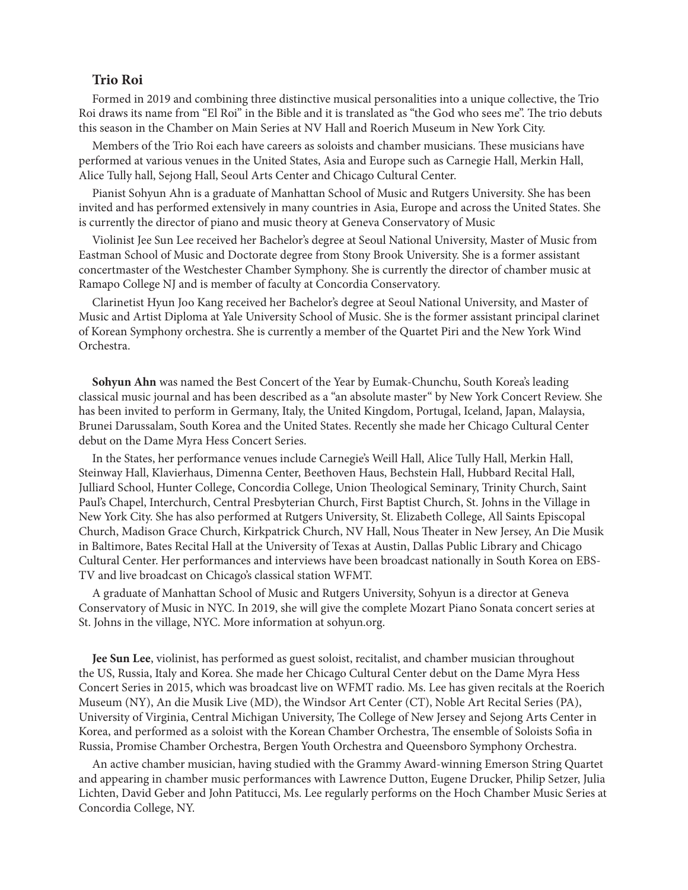## Trio Roi

Formed in 2019 and combining three distinctive musical personalities into a unique collective, the Trio Roi draws its name from "El Roi" in the Bible and it is translated as "the God who sees me". The trio debuts this season in the Chamber on Main Series at NV Hall and Roerich Museum in New York City.

Members of the Trio Roi each have careers as soloists and chamber musicians. These musicians have performed at various venues in the United States, Asia and Europe such as Carnegie Hall, Merkin Hall, Alice Tully hall, Sejong Hall, Seoul Arts Center and Chicago Cultural Center.

Pianist Sohyun Ahn is a graduate of Manhattan School of Music and Rutgers University. She has been invited and has performed extensively in many countries in Asia, Europe and across the United States. She is currently the director of piano and music theory at Geneva Conservatory of Music

Violinist Jee Sun Lee received her Bachelor's degree at Seoul National University, Master of Music from Eastman School of Music and Doctorate degree from Stony Brook University. She is a former assistant concertmaster of the Westchester Chamber Symphony. She is currently the director of chamber music at Ramapo College NJ and is member of faculty at Concordia Conservatory.

Clarinetist Hyun Joo Kang received her Bachelor's degree at Seoul National University, and Master of Music and Artist Diploma at Yale University School of Music. She is the former assistant principal clarinet of Korean Symphony orchestra. She is currently a member of the Quartet Piri and the New York Wind Orchestra.

**Sohyun Ahn** was named the Best Concert of the Year by Eumak-Chunchu, South Korea's leading classical music journal and has been described as a "an absolute master" by New York Concert Review. She has been invited to perform in Germany, Italy, the United Kingdom, Portugal, Iceland, Japan, Malaysia, Brunei Darussalam, South Korea and the United States. Recently she made her Chicago Cultural Center debut on the Dame Myra Hess Concert Series.

In the States, her performance venues include Carnegie's Weill Hall, Alice Tully Hall, Merkin Hall, Steinway Hall, Klavierhaus, Dimenna Center, Beethoven Haus, Bechstein Hall, Hubbard Recital Hall, Julliard School, Hunter College, Concordia College, Union Theological Seminary, Trinity Church, Saint Paul's Chapel, Interchurch, Central Presbyterian Church, First Baptist Church, St. Johns in the Village in New York City. She has also performed at Rutgers University, St. Elizabeth College, All Saints Episcopal Church, Madison Grace Church, Kirkpatrick Church, NV Hall, Nous Theater in New Jersey, An Die Musik in Baltimore, Bates Recital Hall at the University of Texas at Austin, Dallas Public Library and Chicago Cultural Center. Her performances and interviews have been broadcast nationally in South Korea on EBS-TV and live broadcast on Chicago's classical station WFMT.

A graduate of Manhattan School of Music and Rutgers University, Sohyun is a director at Geneva Conservatory of Music in NYC. In 2019, she will give the complete Mozart Piano Sonata concert series at St. Johns in the village, NYC. More information at sohyun.org.

**Jee Sun Lee**, violinist, has performed as guest soloist, recitalist, and chamber musician throughout the US, Russia, Italy and Korea. She made her Chicago Cultural Center debut on the Dame Myra Hess Concert Series in 2015, which was broadcast live on WFMT radio. Ms. Lee has given recitals at the Roerich Museum (NY), An die Musik Live (MD), the Windsor Art Center (CT), Noble Art Recital Series (PA), University of Virginia, Central Michigan University, The College of New Jersey and Sejong Arts Center in Korea, and performed as a soloist with the Korean Chamber Orchestra, The ensemble of Soloists Sofia in Russia, Promise Chamber Orchestra, Bergen Youth Orchestra and Queensboro Symphony Orchestra.

An active chamber musician, having studied with the Grammy Award-winning Emerson String Quartet and appearing in chamber music performances with Lawrence Dutton, Eugene Drucker, Philip Setzer, Julia Lichten, David Geber and John Patitucci, Ms. Lee regularly performs on the Hoch Chamber Music Series at Concordia College, NY.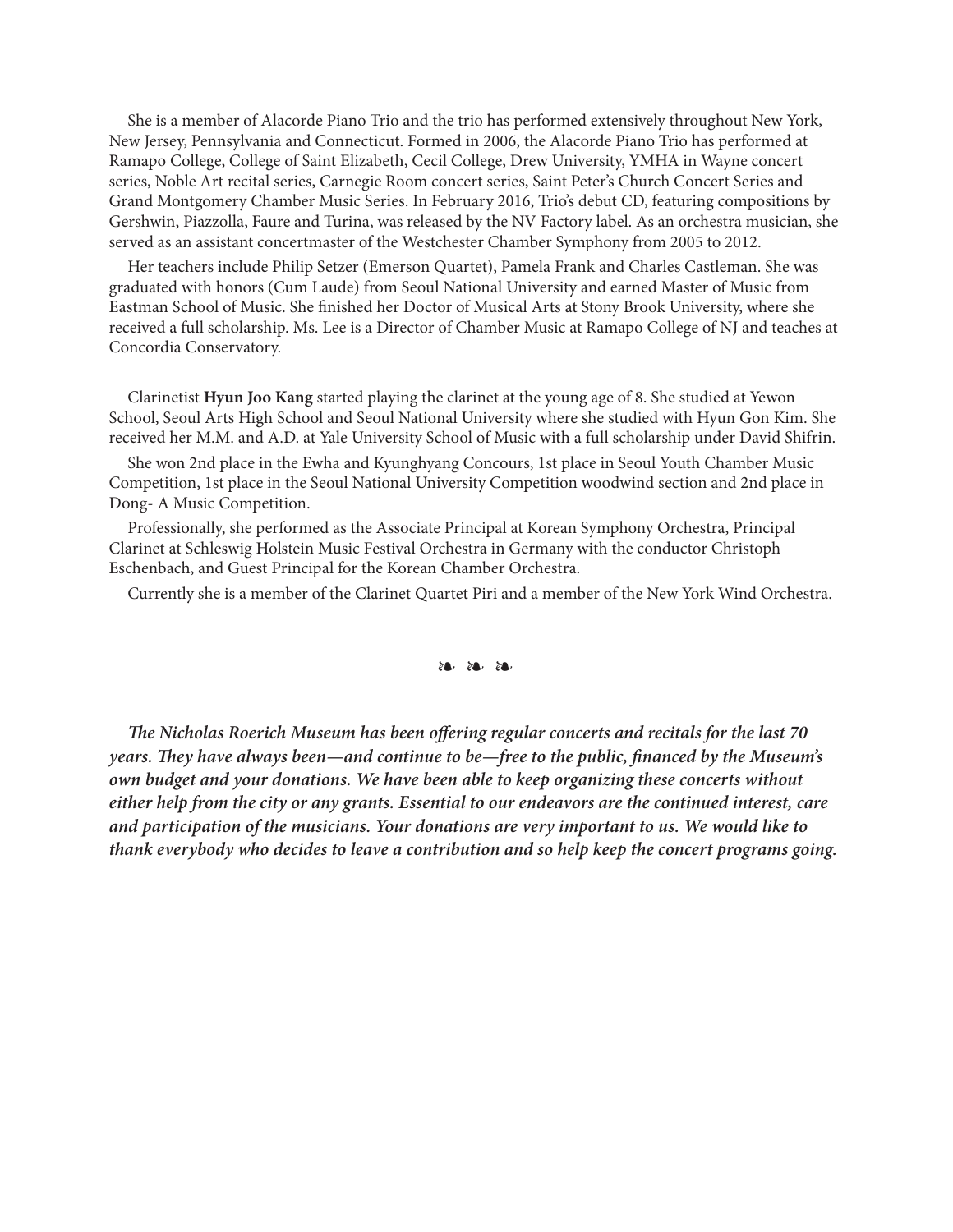She is a member of Alacorde Piano Trio and the trio has performed extensively throughout New York, New Jersey, Pennsylvania and Connecticut. Formed in 2006, the Alacorde Piano Trio has performed at Ramapo College, College of Saint Elizabeth, Cecil College, Drew University, YMHA in Wayne concert series, Noble Art recital series, Carnegie Room concert series, Saint Peter's Church Concert Series and Grand Montgomery Chamber Music Series. In February 2016, Trio's debut CD, featuring compositions by Gershwin, Piazzolla, Faure and Turina, was released by the NV Factory label. As an orchestra musician, she served as an assistant concertmaster of the Westchester Chamber Symphony from 2005 to 2012.

Her teachers include Philip Setzer (Emerson Quartet), Pamela Frank and Charles Castleman. She was graduated with honors (Cum Laude) from Seoul National University and earned Master of Music from Eastman School of Music. She finished her Doctor of Musical Arts at Stony Brook University, where she received a full scholarship. Ms. Lee is a Director of Chamber Music at Ramapo College of NJ and teaches at Concordia Conservatory.

Clarinetist **Hyun Joo Kang** started playing the clarinet at the young age of 8. She studied at Yewon School, Seoul Arts High School and Seoul National University where she studied with Hyun Gon Kim. She received her M.M. and A.D. at Yale University School of Music with a full scholarship under David Shifrin.

She won 2nd place in the Ewha and Kyunghyang Concours, 1st place in Seoul Youth Chamber Music Competition, 1st place in the Seoul National University Competition woodwind section and 2nd place in Dong- A Music Competition.

Professionally, she performed as the Associate Principal at Korean Symphony Orchestra, Principal Clarinet at Schleswig Holstein Music Festival Orchestra in Germany with the conductor Christoph Eschenbach, and Guest Principal for the Korean Chamber Orchestra.

Currently she is a member of the Clarinet Quartet Piri and a member of the New York Wind Orchestra.

❧ ❧ ❧

***The Nicholas Roerich Museum has been offering regular concerts and recitals for the last 70 years. They have always been—and continue to be—free to the public, financed by the Museum's own budget and your donations. We have been able to keep organizing these concerts without either help from the city or any grants. Essential to our endeavors are the continued interest, care and participation of the musicians. Your donations are very important to us. We would like to thank everybody who decides to leave a contribution and so help keep the concert programs going.***